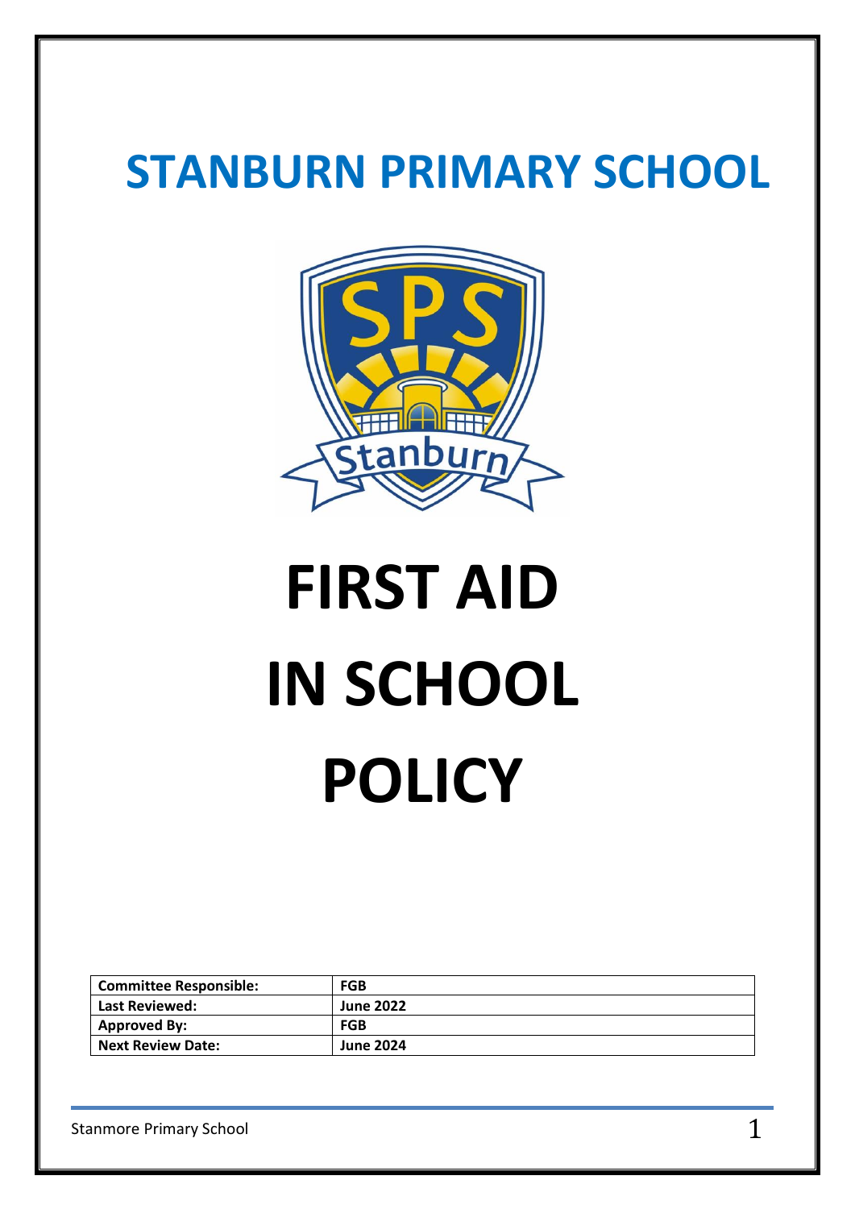# STANBURN PRIMARY SCHOOL

# FIRST AID IN SCHOOL POLICY

| Committee Responsible: | FGB |
|---|---|
| Last Reviewed: | June 2022 |
| Approved By: | FGB |
| Next Review Date: | June 2024 |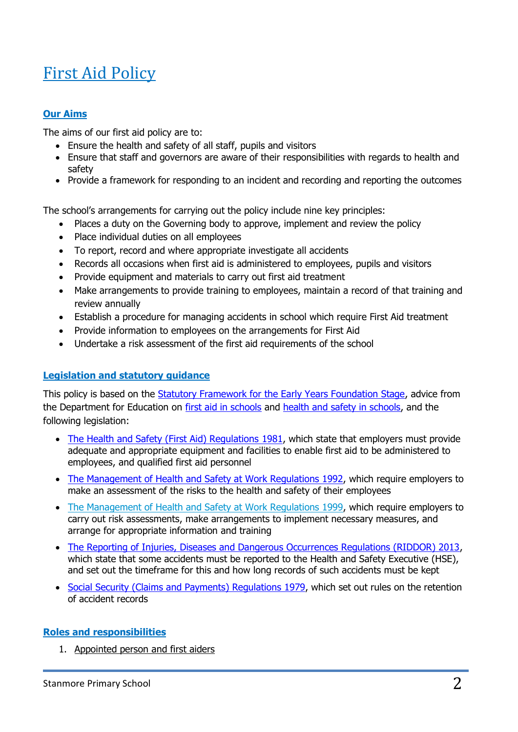# First Aid Policy

## Our Aims

The aims of our first aid policy are to:

- Ensure the health and safety of all staff, pupils and visitors
- Ensure that staff and governors are aware of their responsibilities with regards to health and safety
- Provide a framework for responding to an incident and recording and reporting the outcomes

The school's arrangements for carrying out the policy include nine key principles:

- Places a duty on the Governing body to approve, implement and review the policy
- Place individual duties on all employees
- To report, record and where appropriate investigate all accidents
- Records all occasions when first aid is administered to employees, pupils and visitors
- Provide equipment and materials to carry out first aid treatment
- Make arrangements to provide training to employees, maintain a record of that training and review annually
- Establish a procedure for managing accidents in school which require First Aid treatment
- Provide information to employees on the arrangements for First Aid
- Undertake a risk assessment of the first aid requirements of the school

## Legislation and statutory guidance

This policy is based on the Statutory Framework for the Early Years Foundation Stage, advice from the Department for Education on first aid in schools and health and safety in schools, and the following legislation:

- The Health and Safety (First Aid) Regulations 1981, which state that employers must provide adequate and appropriate equipment and facilities to enable first aid to be administered to employees, and qualified first aid personnel
- The Management of Health and Safety at Work Regulations 1992, which require employers to make an assessment of the risks to the health and safety of their employees
- The Management of Health and Safety at Work Regulations 1999, which require employers to carry out risk assessments, make arrangements to implement necessary measures, and arrange for appropriate information and training
- The Reporting of Injuries, Diseases and Dangerous Occurrences Regulations (RIDDOR) 2013, which state that some accidents must be reported to the Health and Safety Executive (HSE), and set out the timeframe for this and how long records of such accidents must be kept
- Social Security (Claims and Payments) Regulations 1979, which set out rules on the retention of accident records

## Roles and responsibilities

1. Appointed person and first aiders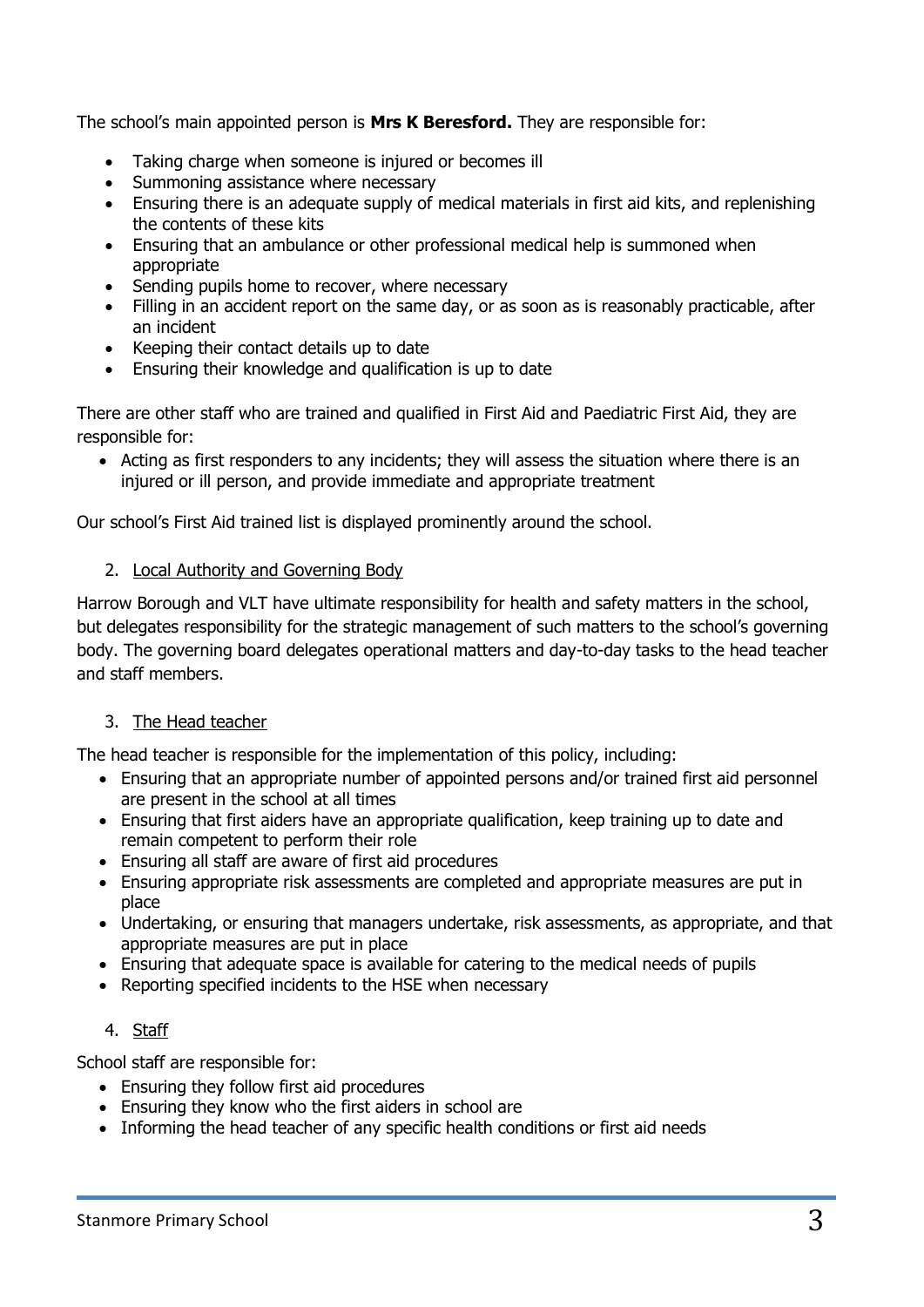The school's main appointed person is **Mrs K Beresford.** They are responsible for:

- Taking charge when someone is injured or becomes ill
- Summoning assistance where necessary
- Ensuring there is an adequate supply of medical materials in first aid kits, and replenishing the contents of these kits
- Ensuring that an ambulance or other professional medical help is summoned when appropriate
- Sending pupils home to recover, where necessary
- Filling in an accident report on the same day, or as soon as is reasonably practicable, after an incident
- Keeping their contact details up to date
- Ensuring their knowledge and qualification is up to date

There are other staff who are trained and qualified in First Aid and Paediatric First Aid, they are responsible for:

- Acting as first responders to any incidents; they will assess the situation where there is an injured or ill person, and provide immediate and appropriate treatment

Our school's First Aid trained list is displayed prominently around the school.

2. Local Authority and Governing Body

Harrow Borough and VLT have ultimate responsibility for health and safety matters in the school, but delegates responsibility for the strategic management of such matters to the school's governing body. The governing board delegates operational matters and day-to-day tasks to the head teacher and staff members.

3. The Head teacher

The head teacher is responsible for the implementation of this policy, including:

- Ensuring that an appropriate number of appointed persons and/or trained first aid personnel are present in the school at all times
- Ensuring that first aiders have an appropriate qualification, keep training up to date and remain competent to perform their role
- Ensuring all staff are aware of first aid procedures
- Ensuring appropriate risk assessments are completed and appropriate measures are put in place
- Undertaking, or ensuring that managers undertake, risk assessments, as appropriate, and that appropriate measures are put in place
- Ensuring that adequate space is available for catering to the medical needs of pupils
- Reporting specified incidents to the HSE when necessary

4. Staff

School staff are responsible for:

- Ensuring they follow first aid procedures
- Ensuring they know who the first aiders in school are
- Informing the head teacher of any specific health conditions or first aid needs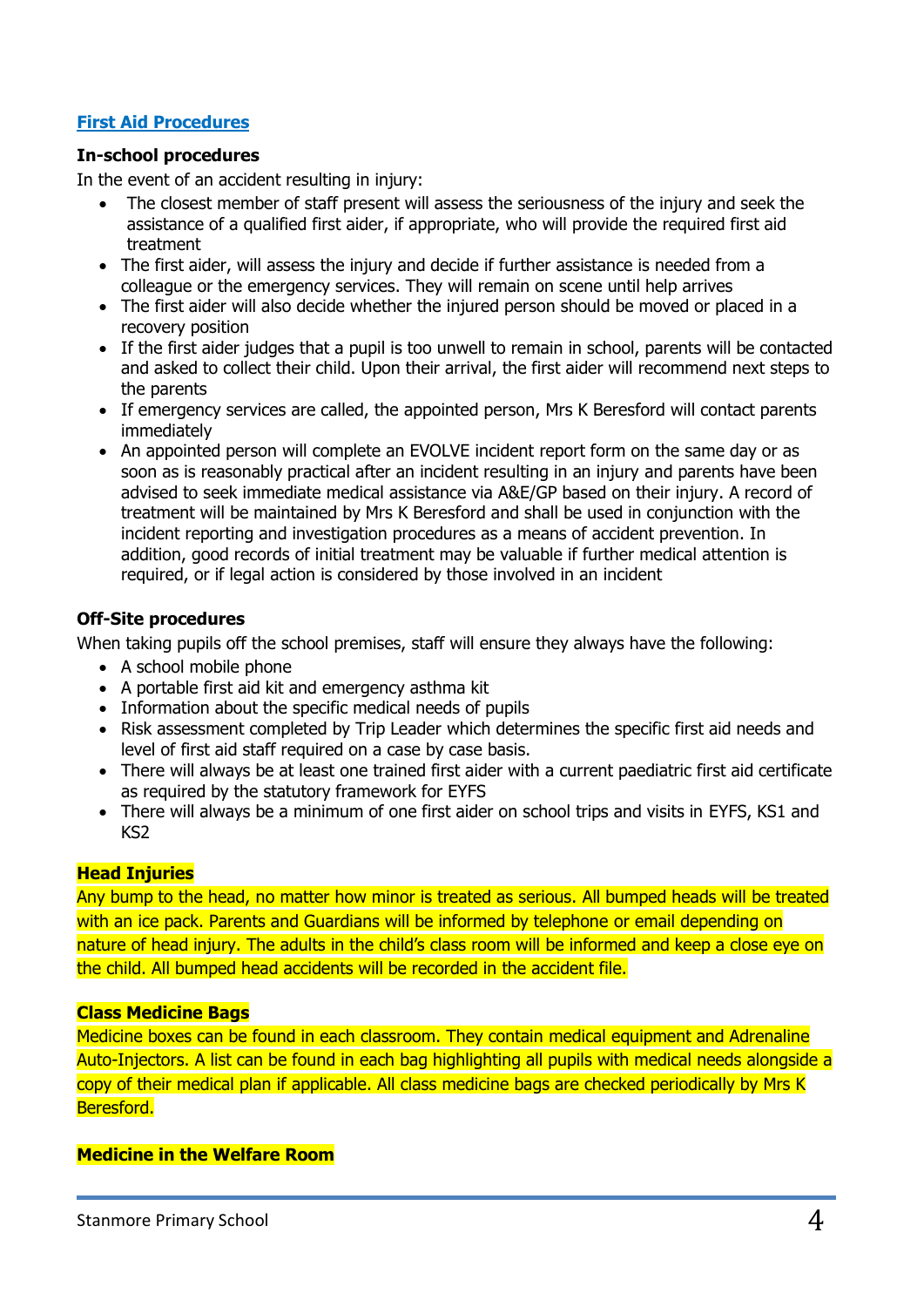## First Aid Procedures

**In-school procedures**

In the event of an accident resulting in injury:

- The closest member of staff present will assess the seriousness of the injury and seek the assistance of a qualified first aider, if appropriate, who will provide the required first aid treatment
- The first aider, will assess the injury and decide if further assistance is needed from a colleague or the emergency services. They will remain on scene until help arrives
- The first aider will also decide whether the injured person should be moved or placed in a recovery position
- If the first aider judges that a pupil is too unwell to remain in school, parents will be contacted and asked to collect their child. Upon their arrival, the first aider will recommend next steps to the parents
- If emergency services are called, the appointed person, Mrs K Beresford will contact parents immediately
- An appointed person will complete an EVOLVE incident report form on the same day or as soon as is reasonably practical after an incident resulting in an injury and parents have been advised to seek immediate medical assistance via A&E/GP based on their injury. A record of treatment will be maintained by Mrs K Beresford and shall be used in conjunction with the incident reporting and investigation procedures as a means of accident prevention. In addition, good records of initial treatment may be valuable if further medical attention is required, or if legal action is considered by those involved in an incident

**Off-Site procedures**

When taking pupils off the school premises, staff will ensure they always have the following:

- A school mobile phone
- A portable first aid kit and emergency asthma kit
- Information about the specific medical needs of pupils
- Risk assessment completed by Trip Leader which determines the specific first aid needs and level of first aid staff required on a case by case basis.
- There will always be at least one trained first aider with a current paediatric first aid certificate as required by the statutory framework for EYFS
- There will always be a minimum of one first aider on school trips and visits in EYFS, KS1 and KS2

**Head Injuries**

Any bump to the head, no matter how minor is treated as serious. All bumped heads will be treated with an ice pack. Parents and Guardians will be informed by telephone or email depending on nature of head injury. The adults in the child's class room will be informed and keep a close eye on the child. All bumped head accidents will be recorded in the accident file.

**Class Medicine Bags**

Medicine boxes can be found in each classroom. They contain medical equipment and Adrenaline Auto-Injectors. A list can be found in each bag highlighting all pupils with medical needs alongside a copy of their medical plan if applicable. All class medicine bags are checked periodically by Mrs K Beresford.

**Medicine in the Welfare Room**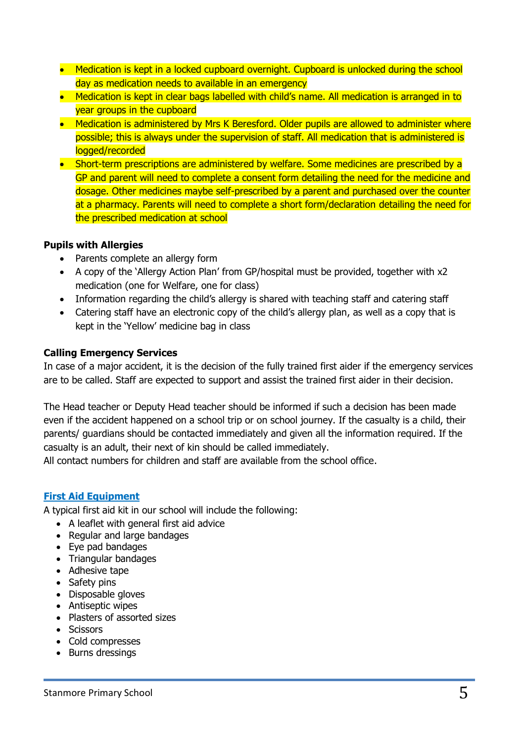- Medication is kept in a locked cupboard overnight. Cupboard is unlocked during the school day as medication needs to available in an emergency
- Medication is kept in clear bags labelled with child's name. All medication is arranged in to year groups in the cupboard
- Medication is administered by Mrs K Beresford. Older pupils are allowed to administer where possible; this is always under the supervision of staff. All medication that is administered is logged/recorded
- Short-term prescriptions are administered by welfare. Some medicines are prescribed by a GP and parent will need to complete a consent form detailing the need for the medicine and dosage. Other medicines maybe self-prescribed by a parent and purchased over the counter at a pharmacy. Parents will need to complete a short form/declaration detailing the need for the prescribed medication at school

**Pupils with Allergies**

- Parents complete an allergy form
- A copy of the 'Allergy Action Plan' from GP/hospital must be provided, together with x2 medication (one for Welfare, one for class)
- Information regarding the child's allergy is shared with teaching staff and catering staff
- Catering staff have an electronic copy of the child's allergy plan, as well as a copy that is kept in the 'Yellow' medicine bag in class

**Calling Emergency Services**

In case of a major accident, it is the decision of the fully trained first aider if the emergency services are to be called. Staff are expected to support and assist the trained first aider in their decision.

The Head teacher or Deputy Head teacher should be informed if such a decision has been made even if the accident happened on a school trip or on school journey. If the casualty is a child, their parents/ guardians should be contacted immediately and given all the information required. If the casualty is an adult, their next of kin should be called immediately.
All contact numbers for children and staff are available from the school office.

## First Aid Equipment

A typical first aid kit in our school will include the following:

- A leaflet with general first aid advice
- Regular and large bandages
- Eye pad bandages
- Triangular bandages
- Adhesive tape
- Safety pins
- Disposable gloves
- Antiseptic wipes
- Plasters of assorted sizes
- Scissors
- Cold compresses
- Burns dressings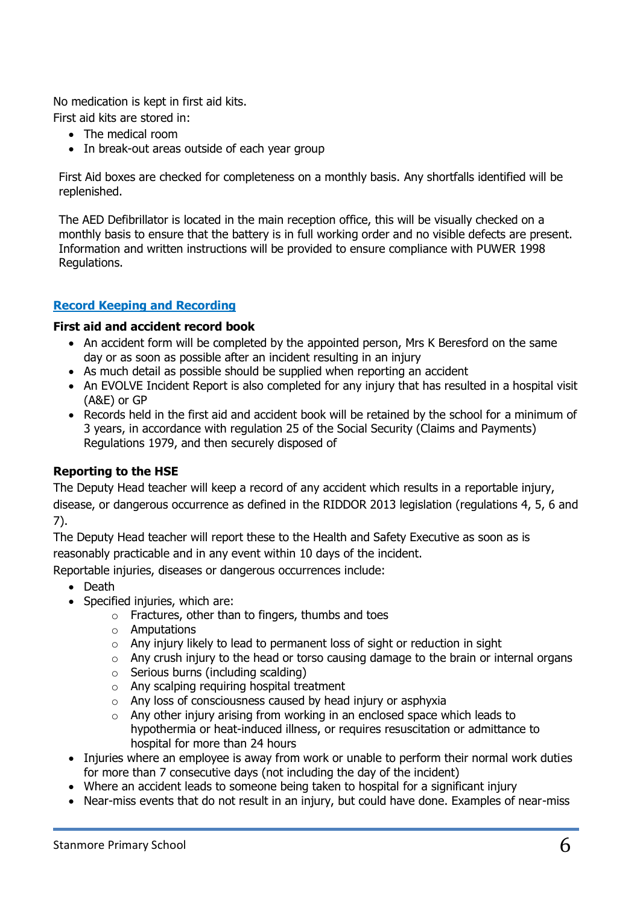No medication is kept in first aid kits.
First aid kits are stored in:

- The medical room
- In break-out areas outside of each year group

First Aid boxes are checked for completeness on a monthly basis. Any shortfalls identified will be replenished.

The AED Defibrillator is located in the main reception office, this will be visually checked on a monthly basis to ensure that the battery is in full working order and no visible defects are present. Information and written instructions will be provided to ensure compliance with PUWER 1998 Regulations.

## Record Keeping and Recording

### First aid and accident record book

- An accident form will be completed by the appointed person, Mrs K Beresford on the same day or as soon as possible after an incident resulting in an injury
- As much detail as possible should be supplied when reporting an accident
- An EVOLVE Incident Report is also completed for any injury that has resulted in a hospital visit (A&E) or GP
- Records held in the first aid and accident book will be retained by the school for a minimum of 3 years, in accordance with regulation 25 of the Social Security (Claims and Payments) Regulations 1979, and then securely disposed of

### Reporting to the HSE

The Deputy Head teacher will keep a record of any accident which results in a reportable injury, disease, or dangerous occurrence as defined in the RIDDOR 2013 legislation (regulations 4, 5, 6 and 7).

The Deputy Head teacher will report these to the Health and Safety Executive as soon as is reasonably practicable and in any event within 10 days of the incident.

Reportable injuries, diseases or dangerous occurrences include:

- Death
- Specified injuries, which are:
  - Fractures, other than to fingers, thumbs and toes
  - Amputations
  - Any injury likely to lead to permanent loss of sight or reduction in sight
  - Any crush injury to the head or torso causing damage to the brain or internal organs
  - Serious burns (including scalding)
  - Any scalping requiring hospital treatment
  - Any loss of consciousness caused by head injury or asphyxia
  - Any other injury arising from working in an enclosed space which leads to hypothermia or heat-induced illness, or requires resuscitation or admittance to hospital for more than 24 hours
- Injuries where an employee is away from work or unable to perform their normal work duties for more than 7 consecutive days (not including the day of the incident)
- Where an accident leads to someone being taken to hospital for a significant injury
- Near-miss events that do not result in an injury, but could have done. Examples of near-miss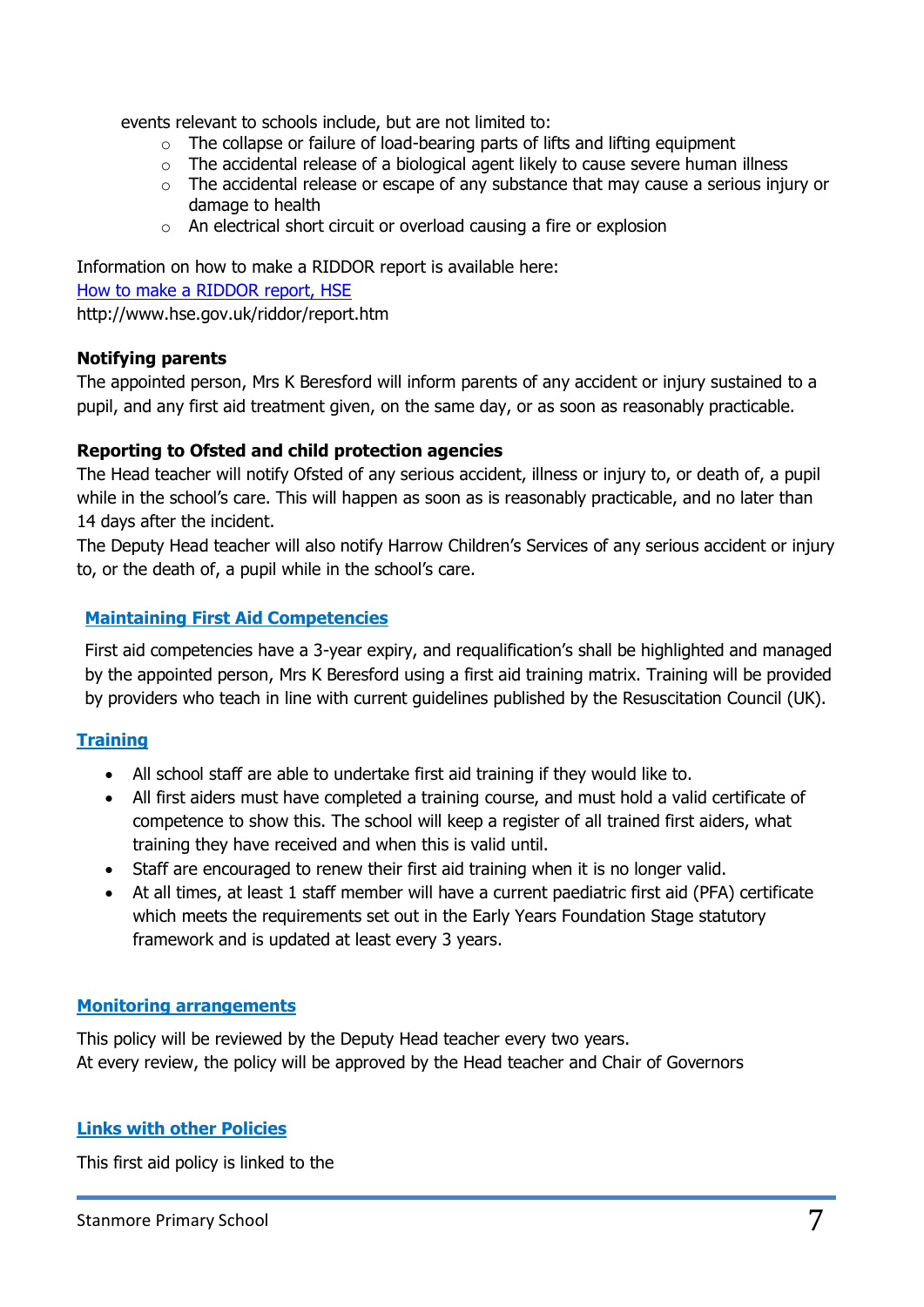events relevant to schools include, but are not limited to:

- The collapse or failure of load-bearing parts of lifts and lifting equipment
- The accidental release of a biological agent likely to cause severe human illness
- The accidental release or escape of any substance that may cause a serious injury or damage to health
- An electrical short circuit or overload causing a fire or explosion

Information on how to make a RIDDOR report is available here:
[How to make a RIDDOR report, HSE](http://www.hse.gov.uk/riddor/report.htm)
http://www.hse.gov.uk/riddor/report.htm

**Notifying parents**

The appointed person, Mrs K Beresford will inform parents of any accident or injury sustained to a pupil, and any first aid treatment given, on the same day, or as soon as reasonably practicable.

**Reporting to Ofsted and child protection agencies**

The Head teacher will notify Ofsted of any serious accident, illness or injury to, or death of, a pupil while in the school's care. This will happen as soon as is reasonably practicable, and no later than 14 days after the incident.
The Deputy Head teacher will also notify Harrow Children's Services of any serious accident or injury to, or the death of, a pupil while in the school's care.

## Maintaining First Aid Competencies

First aid competencies have a 3-year expiry, and requalification's shall be highlighted and managed by the appointed person, Mrs K Beresford using a first aid training matrix. Training will be provided by providers who teach in line with current guidelines published by the Resuscitation Council (UK).

## Training

- All school staff are able to undertake first aid training if they would like to.
- All first aiders must have completed a training course, and must hold a valid certificate of competence to show this. The school will keep a register of all trained first aiders, what training they have received and when this is valid until.
- Staff are encouraged to renew their first aid training when it is no longer valid.
- At all times, at least 1 staff member will have a current paediatric first aid (PFA) certificate which meets the requirements set out in the Early Years Foundation Stage statutory framework and is updated at least every 3 years.

## Monitoring arrangements

This policy will be reviewed by the Deputy Head teacher every two years.
At every review, the policy will be approved by the Head teacher and Chair of Governors

## Links with other Policies

This first aid policy is linked to the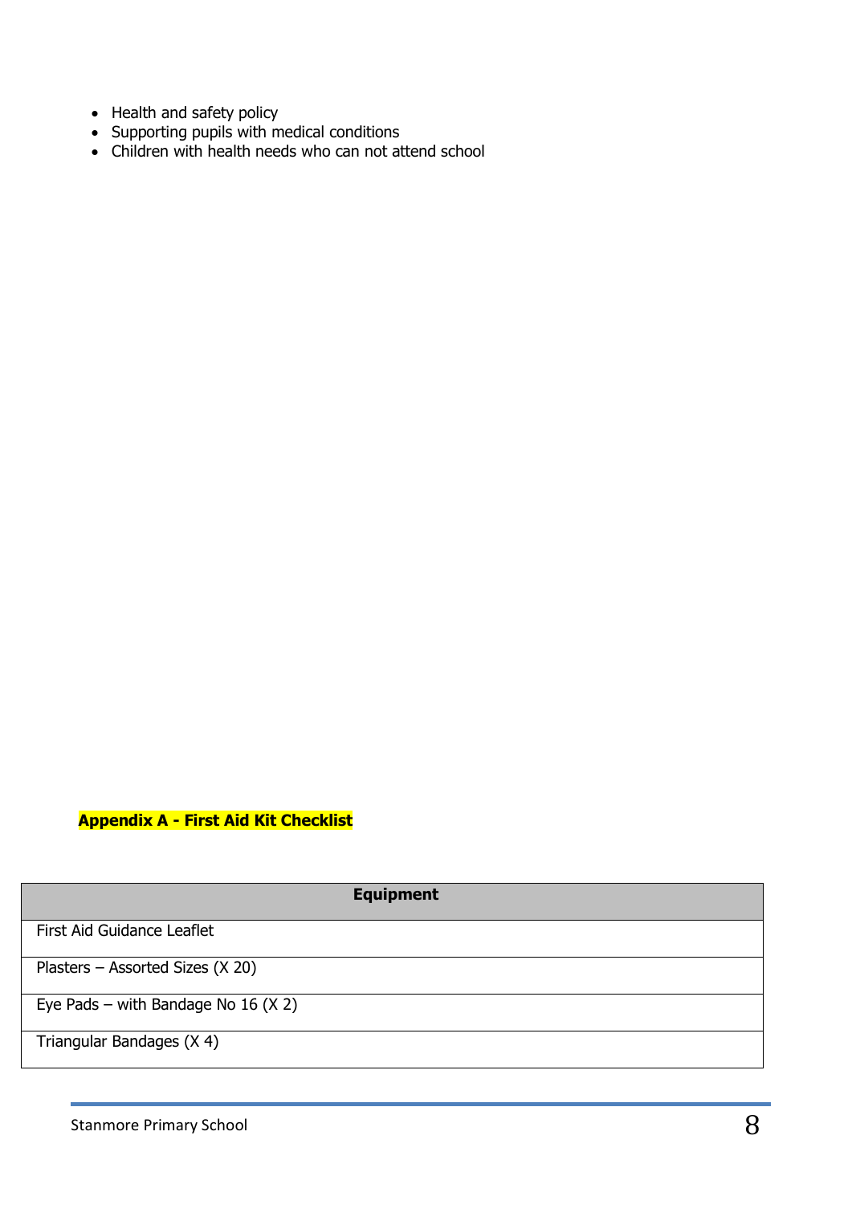- Health and safety policy
- Supporting pupils with medical conditions
- Children with health needs who can not attend school

## Appendix A - First Aid Kit Checklist

| Equipment |
|---|
| First Aid Guidance Leaflet |
| Plasters – Assorted Sizes (X 20) |
| Eye Pads – with Bandage No 16 (X 2) |
| Triangular Bandages (X 4) |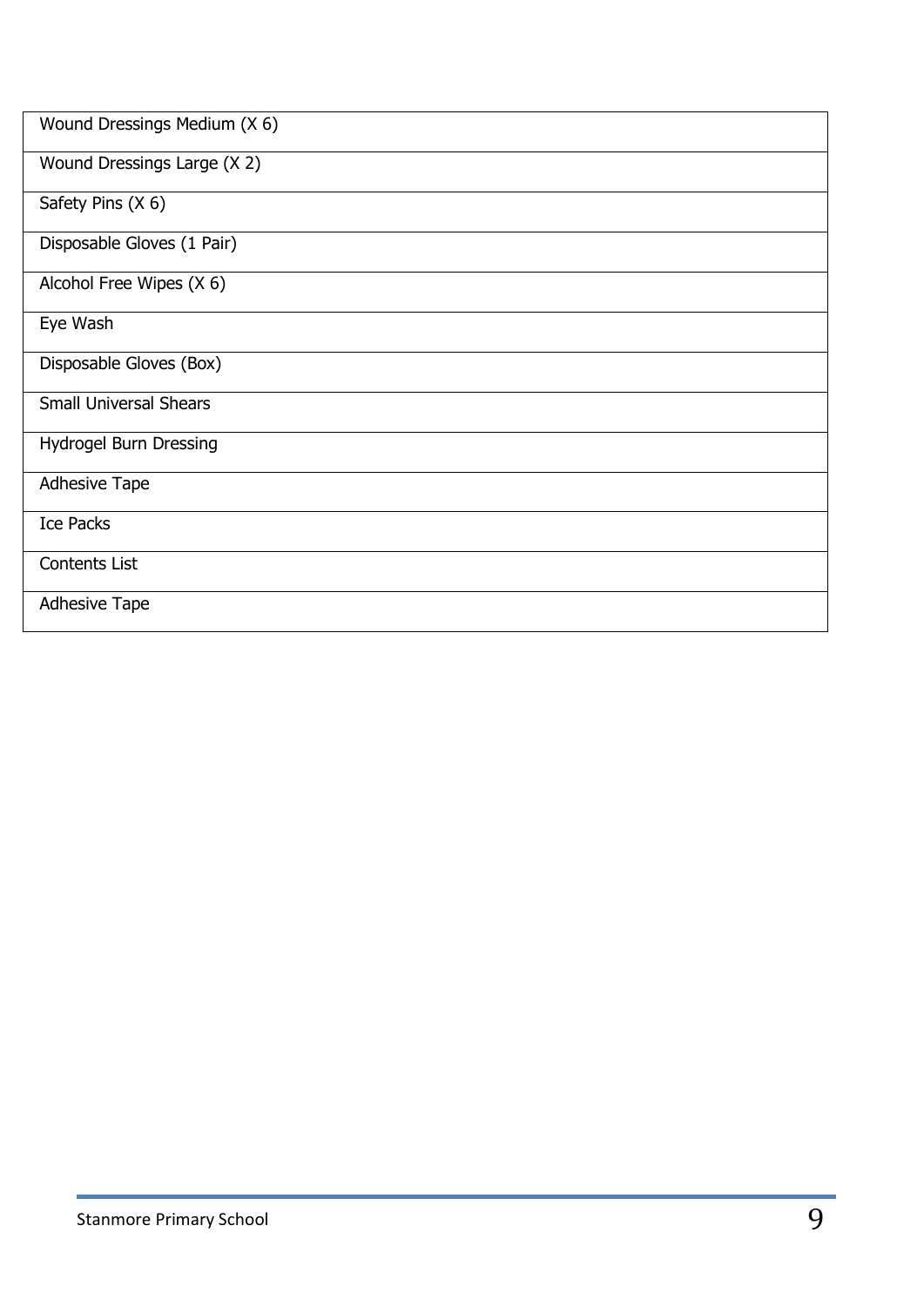| |
|---|
| Wound Dressings Medium (X 6) |
| Wound Dressings Large (X 2) |
| Safety Pins (X 6) |
| Disposable Gloves (1 Pair) |
| Alcohol Free Wipes (X 6) |
| Eye Wash |
| Disposable Gloves (Box) |
| Small Universal Shears |
| Hydrogel Burn Dressing |
| Adhesive Tape |
| Ice Packs |
| Contents List |
| Adhesive Tape |